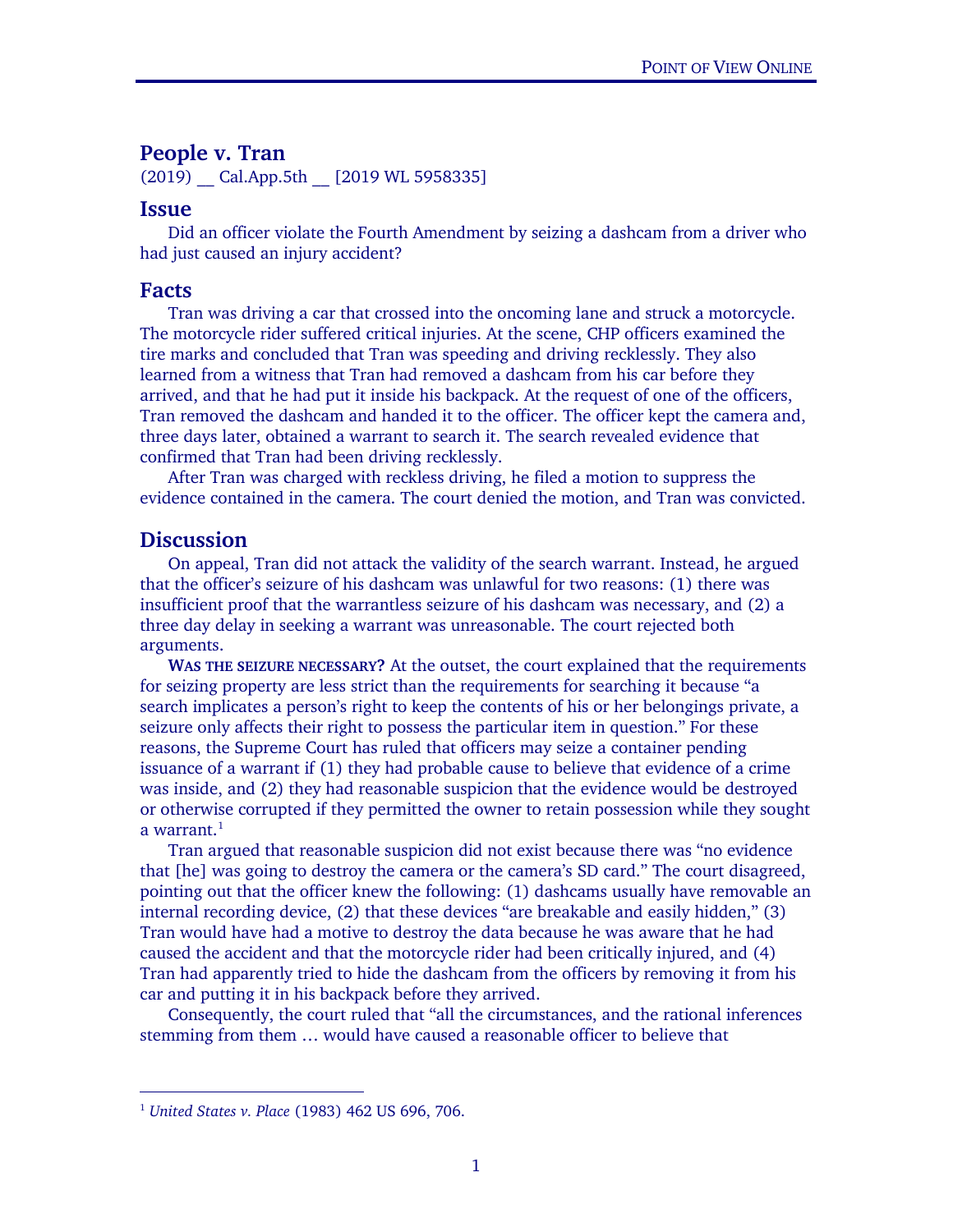# People v. Tran

(2019) __ Cal.App.5th __ [2019 WL 5958335]

## Issue

Did an officer violate the Fourth Amendment by seizing a dashcam from a driver who had just caused an injury accident?

## Facts

Tran was driving a car that crossed into the oncoming lane and struck a motorcycle. The motorcycle rider suffered critical injuries. At the scene, CHP officers examined the tire marks and concluded that Tran was speeding and driving recklessly. They also learned from a witness that Tran had removed a dashcam from his car before they arrived, and that he had put it inside his backpack. At the request of one of the officers, Tran removed the dashcam and handed it to the officer. The officer kept the camera and, three days later, obtained a warrant to search it. The search revealed evidence that confirmed that Tran had been driving recklessly.

After Tran was charged with reckless driving, he filed a motion to suppress the evidence contained in the camera. The court denied the motion, and Tran was convicted.

## Discussion

On appeal, Tran did not attack the validity of the search warrant. Instead, he argued that the officer's seizure of his dashcam was unlawful for two reasons: (1) there was insufficient proof that the warrantless seizure of his dashcam was necessary, and (2) a three day delay in seeking a warrant was unreasonable. The court rejected both arguments.

**WAS THE SEIZURE NECESSARY?** At the outset, the court explained that the requirements for seizing property are less strict than the requirements for searching it because "a search implicates a person's right to keep the contents of his or her belongings private, a seizure only affects their right to possess the particular item in question." For these reasons, the Supreme Court has ruled that officers may seize a container pending issuance of a warrant if (1) they had probable cause to believe that evidence of a crime was inside, and (2) they had reasonable suspicion that the evidence would be destroyed or otherwise corrupted if they permitted the owner to retain possession while they sought a warrant.[1]

Tran argued that reasonable suspicion did not exist because there was "no evidence that [he] was going to destroy the camera or the camera's SD card." The court disagreed, pointing out that the officer knew the following: (1) dashcams usually have removable an internal recording device, (2) that these devices "are breakable and easily hidden," (3) Tran would have had a motive to destroy the data because he was aware that he had caused the accident and that the motorcycle rider had been critically injured, and (4) Tran had apparently tried to hide the dashcam from the officers by removing it from his car and putting it in his backpack before they arrived.

Consequently, the court ruled that "all the circumstances, and the rational inferences stemming from them … would have caused a reasonable officer to believe that

---

[1] *United States v. Place* (1983) 462 US 696, 706.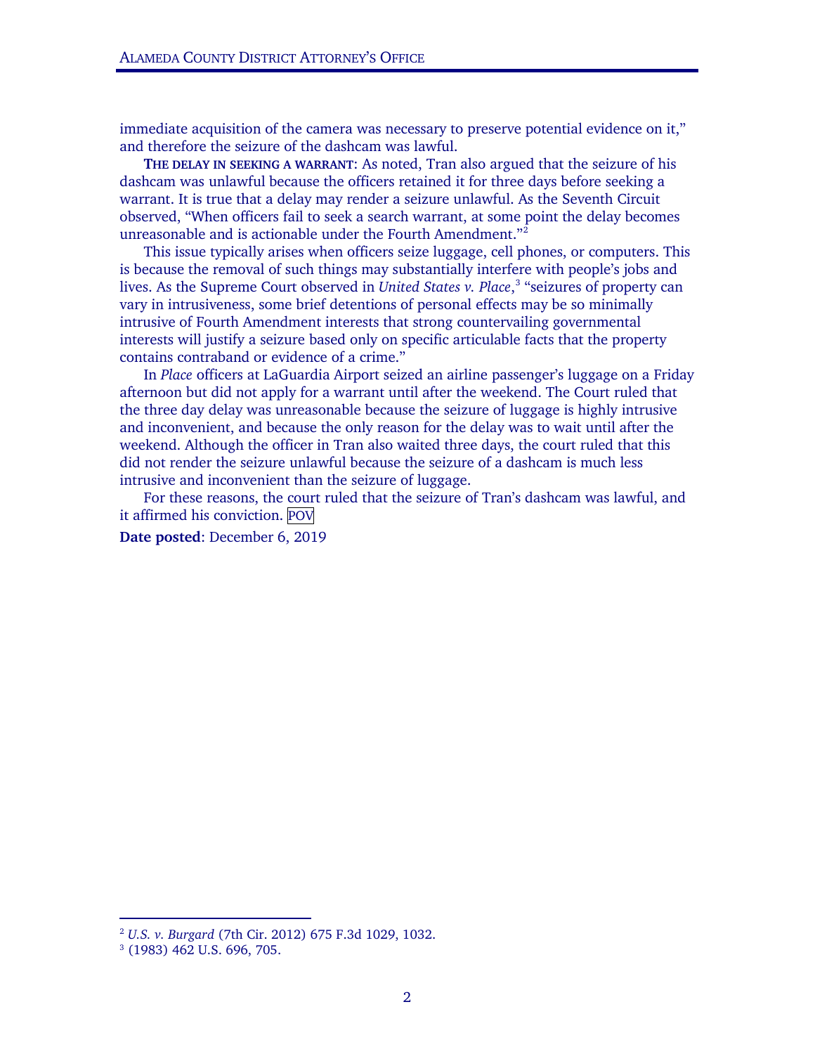immediate acquisition of the camera was necessary to preserve potential evidence on it," and therefore the seizure of the dashcam was lawful.

**THE DELAY IN SEEKING A WARRANT**: As noted, Tran also argued that the seizure of his dashcam was unlawful because the officers retained it for three days before seeking a warrant. It is true that a delay may render a seizure unlawful. As the Seventh Circuit observed, "When officers fail to seek a search warrant, at some point the delay becomes unreasonable and is actionable under the Fourth Amendment."[2]

This issue typically arises when officers seize luggage, cell phones, or computers. This is because the removal of such things may substantially interfere with people's jobs and lives. As the Supreme Court observed in *United States v. Place*,[3] "seizures of property can vary in intrusiveness, some brief detentions of personal effects may be so minimally intrusive of Fourth Amendment interests that strong countervailing governmental interests will justify a seizure based only on specific articulable facts that the property contains contraband or evidence of a crime."

In *Place* officers at LaGuardia Airport seized an airline passenger's luggage on a Friday afternoon but did not apply for a warrant until after the weekend. The Court ruled that the three day delay was unreasonable because the seizure of luggage is highly intrusive and inconvenient, and because the only reason for the delay was to wait until after the weekend. Although the officer in Tran also waited three days, the court ruled that this did not render the seizure unlawful because the seizure of a dashcam is much less intrusive and inconvenient than the seizure of luggage.

For these reasons, the court ruled that the seizure of Tran's dashcam was lawful, and it affirmed his conviction. POV

**Date posted**: December 6, 2019

---

[2] *U.S. v. Burgard* (7th Cir. 2012) 675 F.3d 1029, 1032.

[3] (1983) 462 U.S. 696, 705.